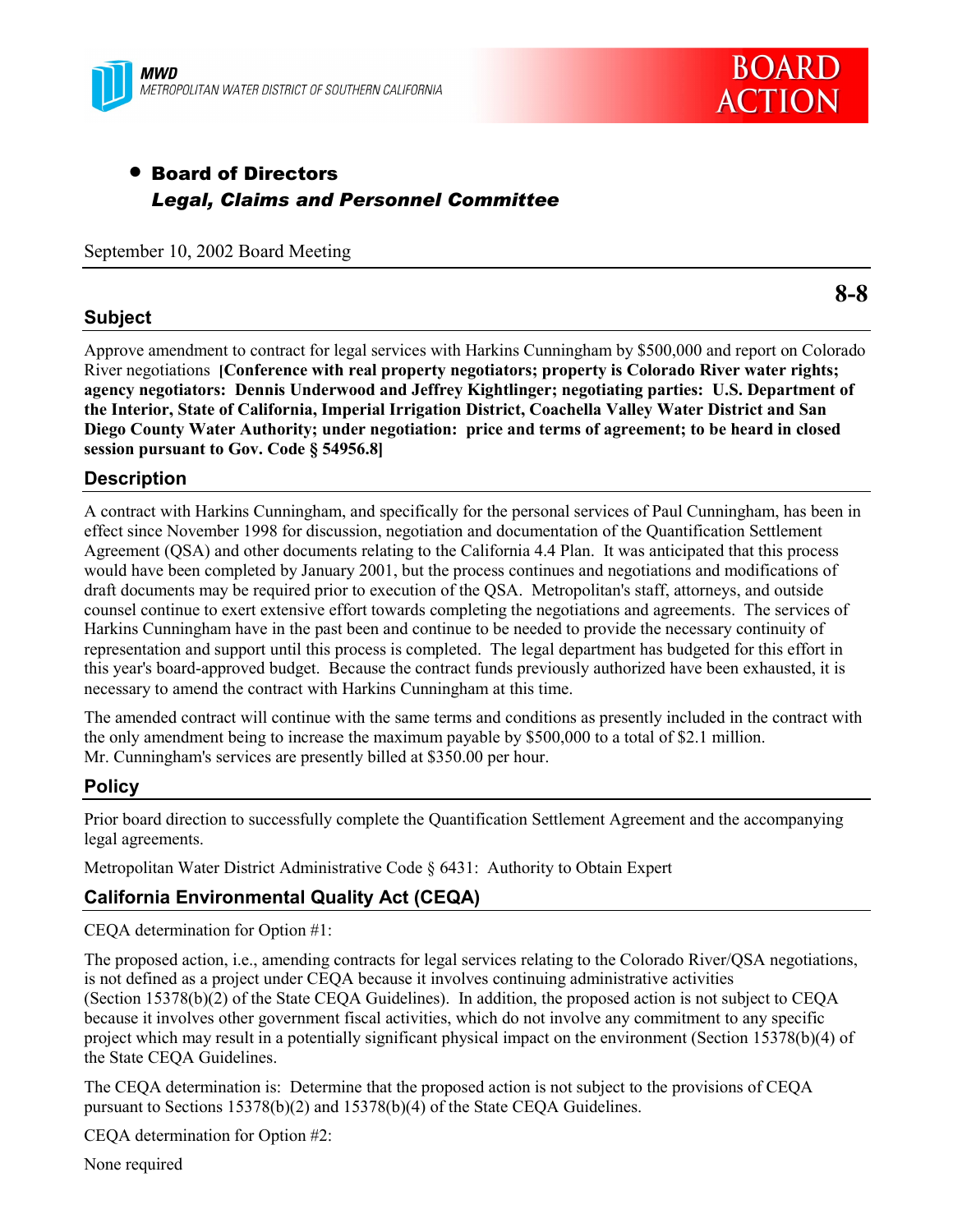MWD
METROPOLITAN WATER DISTRICT OF SOUTHERN CALIFORNIA

BOARD ACTION

- **Board of Directors**
  ***Legal, Claims and Personnel Committee***

September 10, 2002 Board Meeting

**8-8**

## Subject

Approve amendment to contract for legal services with Harkins Cunningham by $500,000 and report on Colorado River negotiations **[Conference with real property negotiators; property is Colorado River water rights; agency negotiators: Dennis Underwood and Jeffrey Kightlinger; negotiating parties: U.S. Department of the Interior, State of California, Imperial Irrigation District, Coachella Valley Water District and San Diego County Water Authority; under negotiation: price and terms of agreement; to be heard in closed session pursuant to Gov. Code § 54956.8]**

## Description

A contract with Harkins Cunningham, and specifically for the personal services of Paul Cunningham, has been in effect since November 1998 for discussion, negotiation and documentation of the Quantification Settlement Agreement (QSA) and other documents relating to the California 4.4 Plan. It was anticipated that this process would have been completed by January 2001, but the process continues and negotiations and modifications of draft documents may be required prior to execution of the QSA. Metropolitan's staff, attorneys, and outside counsel continue to exert extensive effort towards completing the negotiations and agreements. The services of Harkins Cunningham have in the past been and continue to be needed to provide the necessary continuity of representation and support until this process is completed. The legal department has budgeted for this effort in this year's board-approved budget. Because the contract funds previously authorized have been exhausted, it is necessary to amend the contract with Harkins Cunningham at this time.

The amended contract will continue with the same terms and conditions as presently included in the contract with the only amendment being to increase the maximum payable by $500,000 to a total of $2.1 million. Mr. Cunningham's services are presently billed at $350.00 per hour.

## Policy

Prior board direction to successfully complete the Quantification Settlement Agreement and the accompanying legal agreements.

Metropolitan Water District Administrative Code § 6431: Authority to Obtain Expert

## California Environmental Quality Act (CEQA)

CEQA determination for Option #1:

The proposed action, i.e., amending contracts for legal services relating to the Colorado River/QSA negotiations, is not defined as a project under CEQA because it involves continuing administrative activities (Section 15378(b)(2) of the State CEQA Guidelines). In addition, the proposed action is not subject to CEQA because it involves other government fiscal activities, which do not involve any commitment to any specific project which may result in a potentially significant physical impact on the environment (Section 15378(b)(4) of the State CEQA Guidelines).

The CEQA determination is: Determine that the proposed action is not subject to the provisions of CEQA pursuant to Sections 15378(b)(2) and 15378(b)(4) of the State CEQA Guidelines.

CEQA determination for Option #2:

None required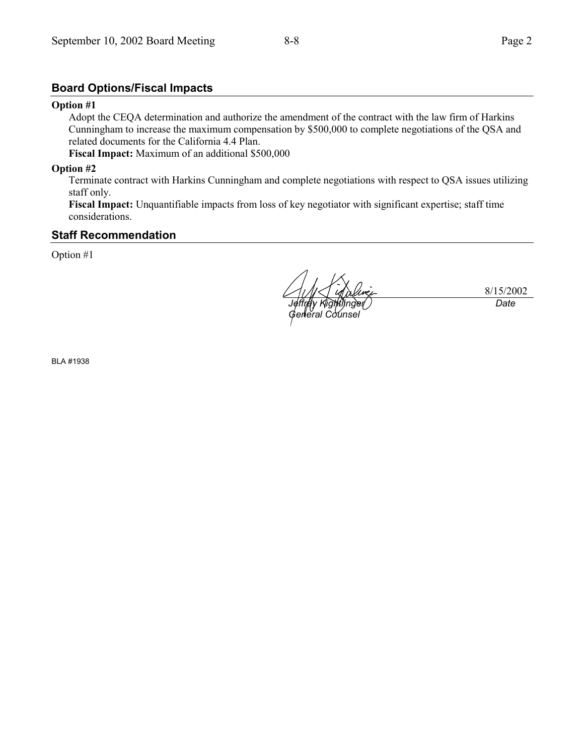## Board Options/Fiscal Impacts

**Option #1**

Adopt the CEQA determination and authorize the amendment of the contract with the law firm of Harkins Cunningham to increase the maximum compensation by $500,000 to complete negotiations of the QSA and related documents for the California 4.4 Plan.

**Fiscal Impact:** Maximum of an additional $500,000

**Option #2**

Terminate contract with Harkins Cunningham and complete negotiations with respect to QSA issues utilizing staff only.

**Fiscal Impact:** Unquantifiable impacts from loss of key negotiator with significant expertise; staff time considerations.

## Staff Recommendation

Option #1

*Jeffrey Kightlinger*
*General Counsel*

8/15/2002
*Date*

BLA #1938